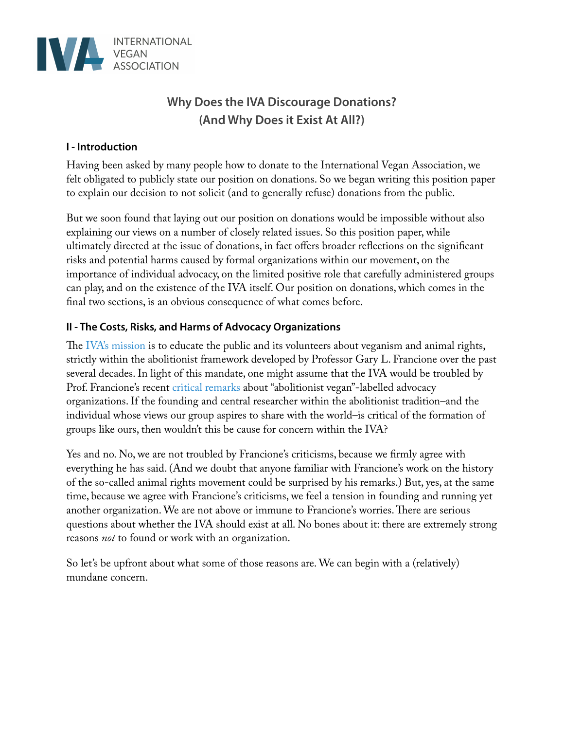INTERNATIONAL VEGAN ASSOCIATION

# Why Does the IVA Discourage Donations?
# (And Why Does it Exist At All?)

## I - Introduction

Having been asked by many people how to donate to the International Vegan Association, we felt obligated to publicly state our position on donations. So we began writing this position paper to explain our decision to not solicit (and to generally refuse) donations from the public.

But we soon found that laying out our position on donations would be impossible without also explaining our views on a number of closely related issues. So this position paper, while ultimately directed at the issue of donations, in fact offers broader reflections on the significant risks and potential harms caused by formal organizations within our movement, on the importance of individual advocacy, on the limited positive role that carefully administered groups can play, and on the existence of the IVA itself. Our position on donations, which comes in the final two sections, is an obvious consequence of what comes before.

## II - The Costs, Risks, and Harms of Advocacy Organizations

The IVA's mission is to educate the public and its volunteers about veganism and animal rights, strictly within the abolitionist framework developed by Professor Gary L. Francione over the past several decades. In light of this mandate, one might assume that the IVA would be troubled by Prof. Francione's recent critical remarks about "abolitionist vegan"-labelled advocacy organizations. If the founding and central researcher within the abolitionist tradition–and the individual whose views our group aspires to share with the world–is critical of the formation of groups like ours, then wouldn't this be cause for concern within the IVA?

Yes and no. No, we are not troubled by Francione's criticisms, because we firmly agree with everything he has said. (And we doubt that anyone familiar with Francione's work on the history of the so-called animal rights movement could be surprised by his remarks.) But, yes, at the same time, because we agree with Francione's criticisms, we feel a tension in founding and running yet another organization. We are not above or immune to Francione's worries. There are serious questions about whether the IVA should exist at all. No bones about it: there are extremely strong reasons *not* to found or work with an organization.

So let's be upfront about what some of those reasons are. We can begin with a (relatively) mundane concern.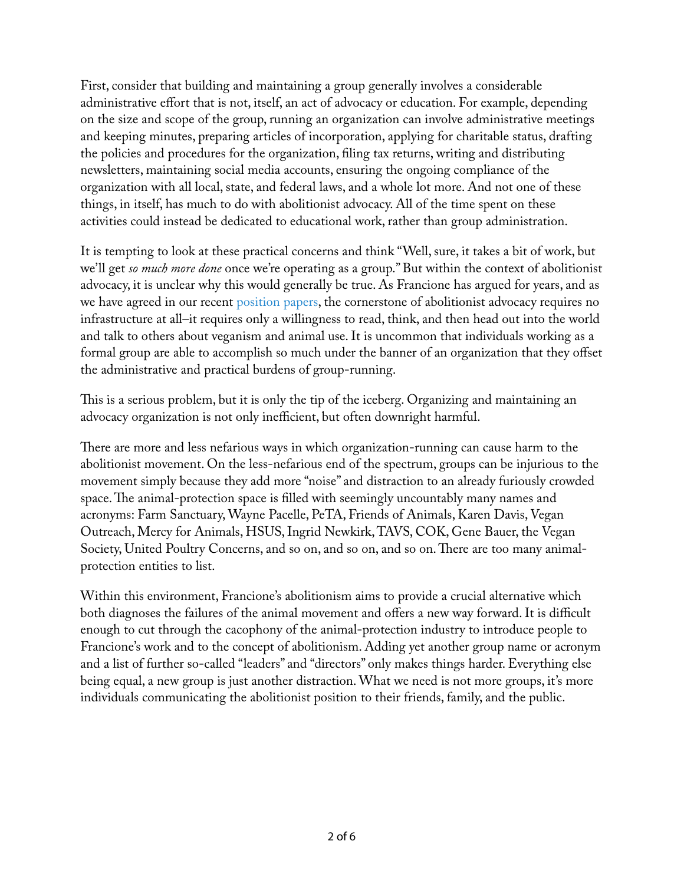First, consider that building and maintaining a group generally involves a considerable administrative effort that is not, itself, an act of advocacy or education. For example, depending on the size and scope of the group, running an organization can involve administrative meetings and keeping minutes, preparing articles of incorporation, applying for charitable status, drafting the policies and procedures for the organization, filing tax returns, writing and distributing newsletters, maintaining social media accounts, ensuring the ongoing compliance of the organization with all local, state, and federal laws, and a whole lot more. And not one of these things, in itself, has much to do with abolitionist advocacy. All of the time spent on these activities could instead be dedicated to educational work, rather than group administration.

It is tempting to look at these practical concerns and think "Well, sure, it takes a bit of work, but we'll get *so much more done* once we're operating as a group." But within the context of abolitionist advocacy, it is unclear why this would generally be true. As Francione has argued for years, and as we have agreed in our recent position papers, the cornerstone of abolitionist advocacy requires no infrastructure at all–it requires only a willingness to read, think, and then head out into the world and talk to others about veganism and animal use. It is uncommon that individuals working as a formal group are able to accomplish so much under the banner of an organization that they offset the administrative and practical burdens of group-running.

This is a serious problem, but it is only the tip of the iceberg. Organizing and maintaining an advocacy organization is not only inefficient, but often downright harmful.

There are more and less nefarious ways in which organization-running can cause harm to the abolitionist movement. On the less-nefarious end of the spectrum, groups can be injurious to the movement simply because they add more "noise" and distraction to an already furiously crowded space. The animal-protection space is filled with seemingly uncountably many names and acronyms: Farm Sanctuary, Wayne Pacelle, PeTA, Friends of Animals, Karen Davis, Vegan Outreach, Mercy for Animals, HSUS, Ingrid Newkirk, TAVS, COK, Gene Bauer, the Vegan Society, United Poultry Concerns, and so on, and so on, and so on. There are too many animal-protection entities to list.

Within this environment, Francione's abolitionism aims to provide a crucial alternative which both diagnoses the failures of the animal movement and offers a new way forward. It is difficult enough to cut through the cacophony of the animal-protection industry to introduce people to Francione's work and to the concept of abolitionism. Adding yet another group name or acronym and a list of further so-called "leaders" and "directors" only makes things harder. Everything else being equal, a new group is just another distraction. What we need is not more groups, it's more individuals communicating the abolitionist position to their friends, family, and the public.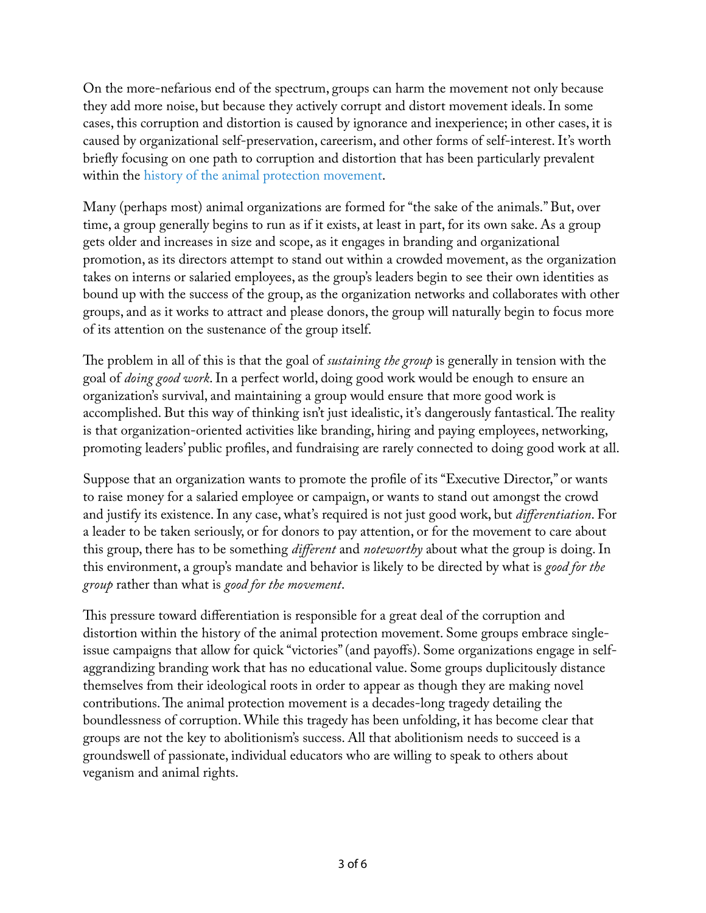On the more-nefarious end of the spectrum, groups can harm the movement not only because they add more noise, but because they actively corrupt and distort movement ideals. In some cases, this corruption and distortion is caused by ignorance and inexperience; in other cases, it is caused by organizational self-preservation, careerism, and other forms of self-interest. It's worth briefly focusing on one path to corruption and distortion that has been particularly prevalent within the history of the animal protection movement.

Many (perhaps most) animal organizations are formed for "the sake of the animals." But, over time, a group generally begins to run as if it exists, at least in part, for its own sake. As a group gets older and increases in size and scope, as it engages in branding and organizational promotion, as its directors attempt to stand out within a crowded movement, as the organization takes on interns or salaried employees, as the group's leaders begin to see their own identities as bound up with the success of the group, as the organization networks and collaborates with other groups, and as it works to attract and please donors, the group will naturally begin to focus more of its attention on the sustenance of the group itself.

The problem in all of this is that the goal of *sustaining the group* is generally in tension with the goal of *doing good work*. In a perfect world, doing good work would be enough to ensure an organization's survival, and maintaining a group would ensure that more good work is accomplished. But this way of thinking isn't just idealistic, it's dangerously fantastical. The reality is that organization-oriented activities like branding, hiring and paying employees, networking, promoting leaders' public profiles, and fundraising are rarely connected to doing good work at all.

Suppose that an organization wants to promote the profile of its "Executive Director," or wants to raise money for a salaried employee or campaign, or wants to stand out amongst the crowd and justify its existence. In any case, what's required is not just good work, but *differentiation*. For a leader to be taken seriously, or for donors to pay attention, or for the movement to care about this group, there has to be something *different* and *noteworthy* about what the group is doing. In this environment, a group's mandate and behavior is likely to be directed by what is *good for the group* rather than what is *good for the movement*.

This pressure toward differentiation is responsible for a great deal of the corruption and distortion within the history of the animal protection movement. Some groups embrace single-issue campaigns that allow for quick "victories" (and payoffs). Some organizations engage in self-aggrandizing branding work that has no educational value. Some groups duplicitously distance themselves from their ideological roots in order to appear as though they are making novel contributions. The animal protection movement is a decades-long tragedy detailing the boundlessness of corruption. While this tragedy has been unfolding, it has become clear that groups are not the key to abolitionism's success. All that abolitionism needs to succeed is a groundswell of passionate, individual educators who are willing to speak to others about veganism and animal rights.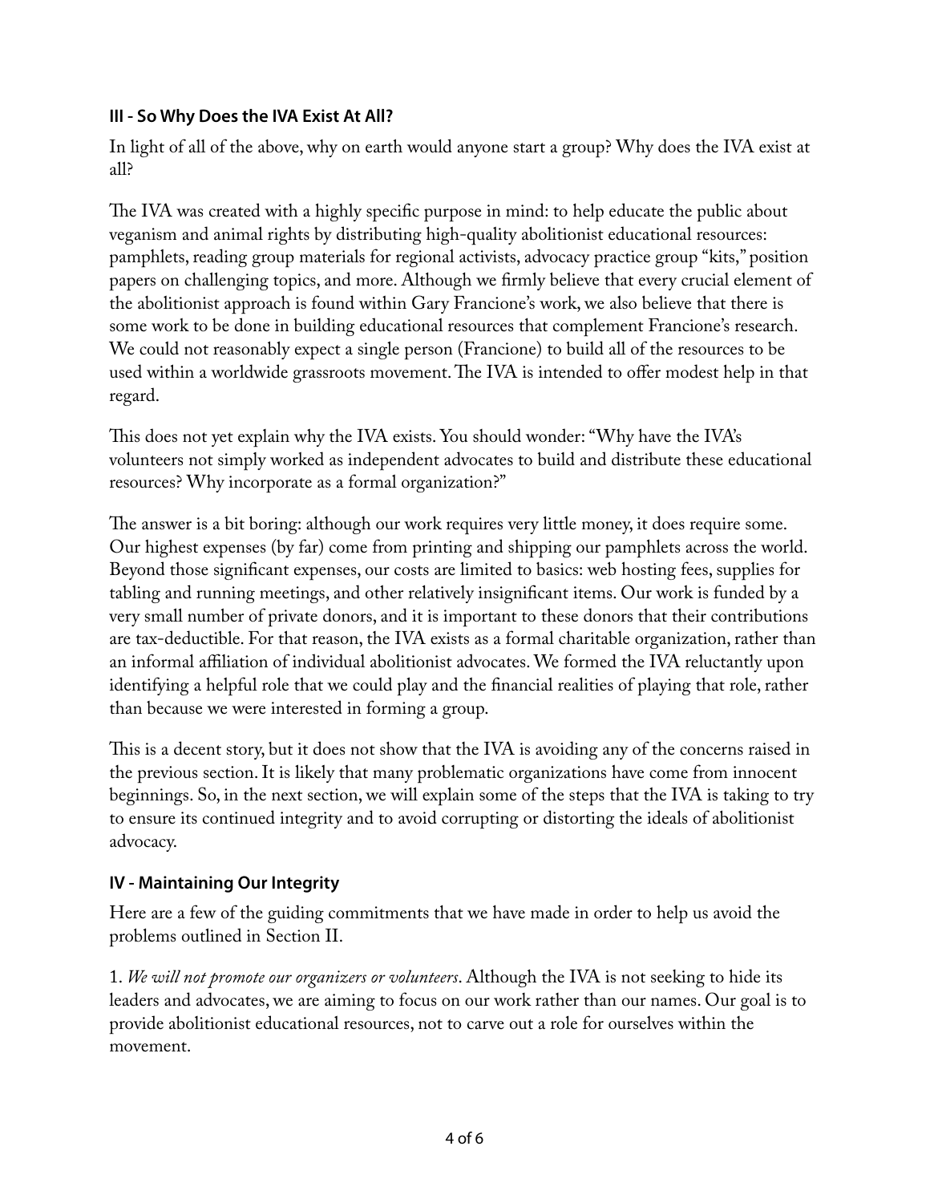### III - So Why Does the IVA Exist At All?

In light of all of the above, why on earth would anyone start a group? Why does the IVA exist at all?

The IVA was created with a highly specific purpose in mind: to help educate the public about veganism and animal rights by distributing high-quality abolitionist educational resources: pamphlets, reading group materials for regional activists, advocacy practice group "kits," position papers on challenging topics, and more. Although we firmly believe that every crucial element of the abolitionist approach is found within Gary Francione's work, we also believe that there is some work to be done in building educational resources that complement Francione's research. We could not reasonably expect a single person (Francione) to build all of the resources to be used within a worldwide grassroots movement. The IVA is intended to offer modest help in that regard.

This does not yet explain why the IVA exists. You should wonder: "Why have the IVA's volunteers not simply worked as independent advocates to build and distribute these educational resources? Why incorporate as a formal organization?"

The answer is a bit boring: although our work requires very little money, it does require some. Our highest expenses (by far) come from printing and shipping our pamphlets across the world. Beyond those significant expenses, our costs are limited to basics: web hosting fees, supplies for tabling and running meetings, and other relatively insignificant items. Our work is funded by a very small number of private donors, and it is important to these donors that their contributions are tax-deductible. For that reason, the IVA exists as a formal charitable organization, rather than an informal affiliation of individual abolitionist advocates. We formed the IVA reluctantly upon identifying a helpful role that we could play and the financial realities of playing that role, rather than because we were interested in forming a group.

This is a decent story, but it does not show that the IVA is avoiding any of the concerns raised in the previous section. It is likely that many problematic organizations have come from innocent beginnings. So, in the next section, we will explain some of the steps that the IVA is taking to try to ensure its continued integrity and to avoid corrupting or distorting the ideals of abolitionist advocacy.

### IV - Maintaining Our Integrity

Here are a few of the guiding commitments that we have made in order to help us avoid the problems outlined in Section II.

1. *We will not promote our organizers or volunteers*. Although the IVA is not seeking to hide its leaders and advocates, we are aiming to focus on our work rather than our names. Our goal is to provide abolitionist educational resources, not to carve out a role for ourselves within the movement.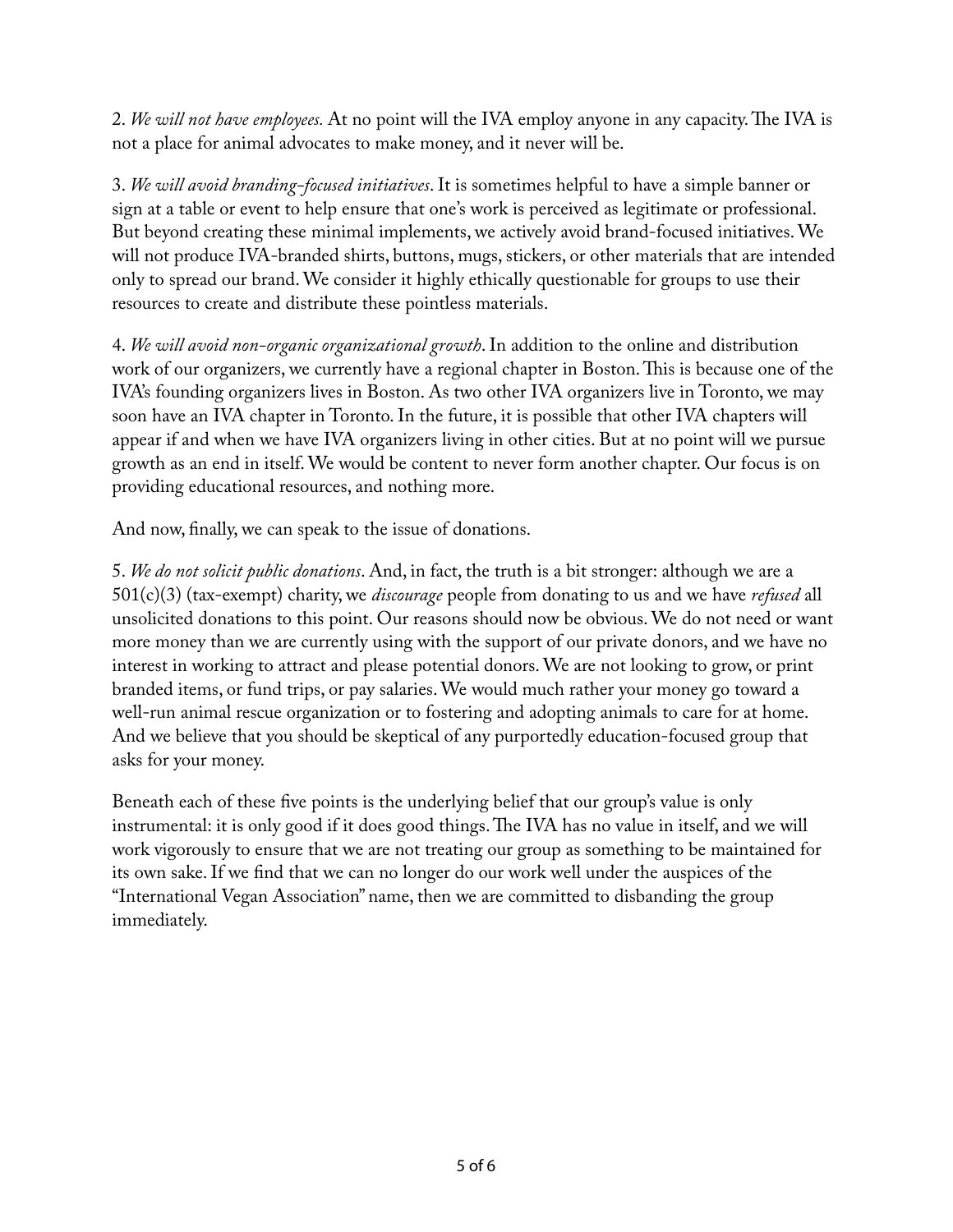2. *We will not have employees.* At no point will the IVA employ anyone in any capacity. The IVA is not a place for animal advocates to make money, and it never will be.

3. *We will avoid branding-focused initiatives*. It is sometimes helpful to have a simple banner or sign at a table or event to help ensure that one's work is perceived as legitimate or professional. But beyond creating these minimal implements, we actively avoid brand-focused initiatives. We will not produce IVA-branded shirts, buttons, mugs, stickers, or other materials that are intended only to spread our brand. We consider it highly ethically questionable for groups to use their resources to create and distribute these pointless materials.

4. *We will avoid non-organic organizational growth*. In addition to the online and distribution work of our organizers, we currently have a regional chapter in Boston. This is because one of the IVA's founding organizers lives in Boston. As two other IVA organizers live in Toronto, we may soon have an IVA chapter in Toronto. In the future, it is possible that other IVA chapters will appear if and when we have IVA organizers living in other cities. But at no point will we pursue growth as an end in itself. We would be content to never form another chapter. Our focus is on providing educational resources, and nothing more.

And now, finally, we can speak to the issue of donations.

5. *We do not solicit public donations*. And, in fact, the truth is a bit stronger: although we are a 501(c)(3) (tax-exempt) charity, we *discourage* people from donating to us and we have *refused* all unsolicited donations to this point. Our reasons should now be obvious. We do not need or want more money than we are currently using with the support of our private donors, and we have no interest in working to attract and please potential donors. We are not looking to grow, or print branded items, or fund trips, or pay salaries. We would much rather your money go toward a well-run animal rescue organization or to fostering and adopting animals to care for at home. And we believe that you should be skeptical of any purportedly education-focused group that asks for your money.

Beneath each of these five points is the underlying belief that our group's value is only instrumental: it is only good if it does good things. The IVA has no value in itself, and we will work vigorously to ensure that we are not treating our group as something to be maintained for its own sake. If we find that we can no longer do our work well under the auspices of the "International Vegan Association" name, then we are committed to disbanding the group immediately.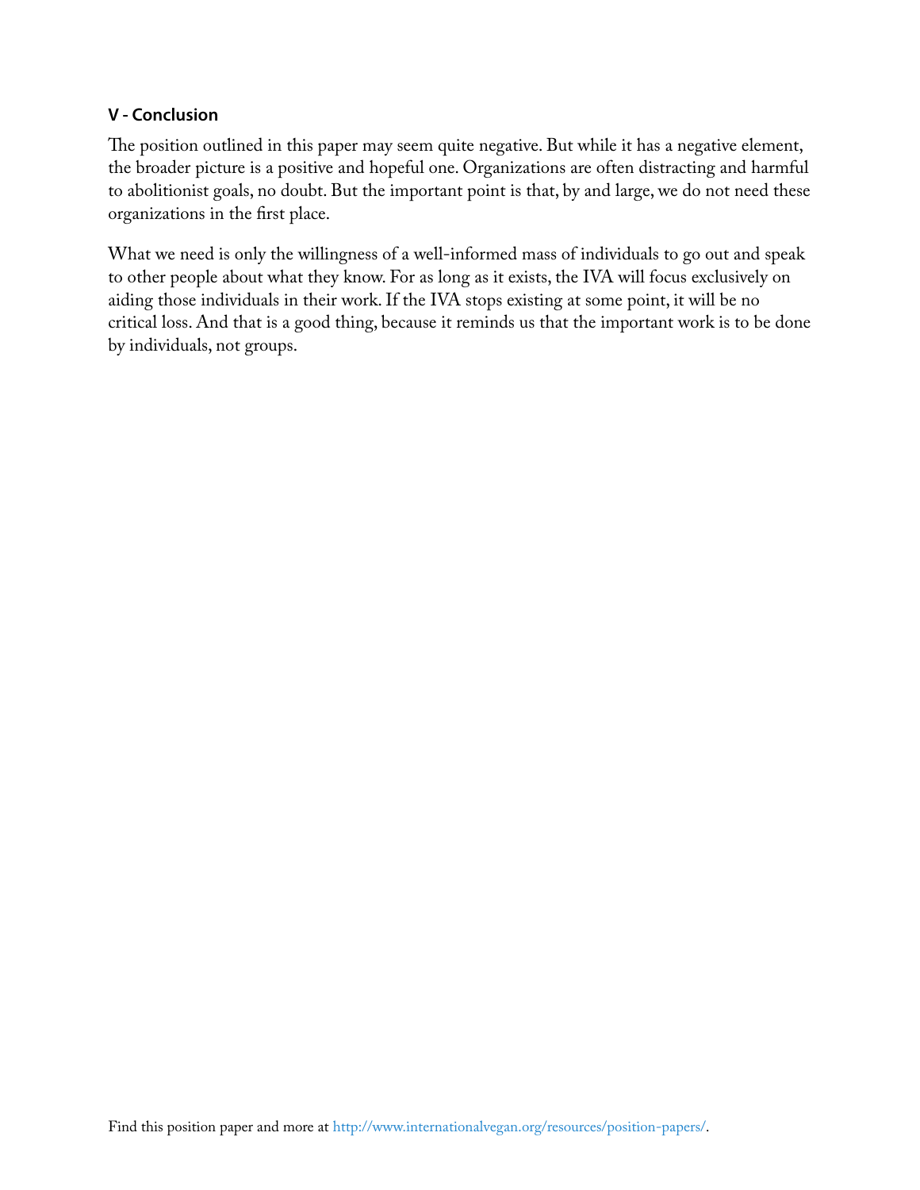### V - Conclusion

The position outlined in this paper may seem quite negative. But while it has a negative element, the broader picture is a positive and hopeful one. Organizations are often distracting and harmful to abolitionist goals, no doubt. But the important point is that, by and large, we do not need these organizations in the first place.

What we need is only the willingness of a well-informed mass of individuals to go out and speak to other people about what they know. For as long as it exists, the IVA will focus exclusively on aiding those individuals in their work. If the IVA stops existing at some point, it will be no critical loss. And that is a good thing, because it reminds us that the important work is to be done by individuals, not groups.

Find this position paper and more at http://www.internationalvegan.org/resources/position-papers/.